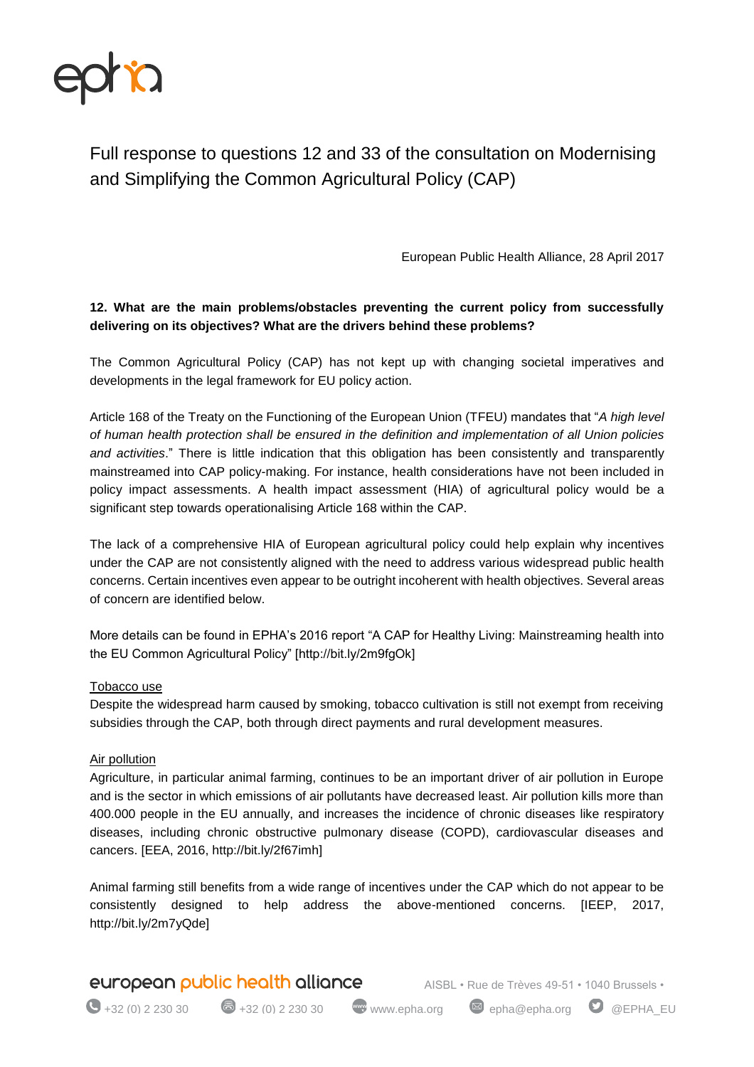# Full response to questions 12 and 33 of the consultation on Modernising and Simplifying the Common Agricultural Policy (CAP)

European Public Health Alliance, 28 April 2017

**12. What are the main problems/obstacles preventing the current policy from successfully delivering on its objectives? What are the drivers behind these problems?**

The Common Agricultural Policy (CAP) has not kept up with changing societal imperatives and developments in the legal framework for EU policy action.

Article 168 of the Treaty on the Functioning of the European Union (TFEU) mandates that "*A high level of human health protection shall be ensured in the definition and implementation of all Union policies and activities*." There is little indication that this obligation has been consistently and transparently mainstreamed into CAP policy-making. For instance, health considerations have not been included in policy impact assessments. A health impact assessment (HIA) of agricultural policy would be a significant step towards operationalising Article 168 within the CAP.

The lack of a comprehensive HIA of European agricultural policy could help explain why incentives under the CAP are not consistently aligned with the need to address various widespread public health concerns. Certain incentives even appear to be outright incoherent with health objectives. Several areas of concern are identified below.

More details can be found in EPHA's 2016 report "A CAP for Healthy Living: Mainstreaming health into the EU Common Agricultural Policy" [http://bit.ly/2m9fgOk]

<u>Tobacco use</u>

Despite the widespread harm caused by smoking, tobacco cultivation is still not exempt from receiving subsidies through the CAP, both through direct payments and rural development measures.

<u>Air pollution</u>

Agriculture, in particular animal farming, continues to be an important driver of air pollution in Europe and is the sector in which emissions of air pollutants have decreased least. Air pollution kills more than 400.000 people in the EU annually, and increases the incidence of chronic diseases like respiratory diseases, including chronic obstructive pulmonary disease (COPD), cardiovascular diseases and cancers. [EEA, 2016, http://bit.ly/2f67imh]

Animal farming still benefits from a wide range of incentives under the CAP which do not appear to be consistently designed to help address the above-mentioned concerns. [IEEP, 2017, http://bit.ly/2m7yQde]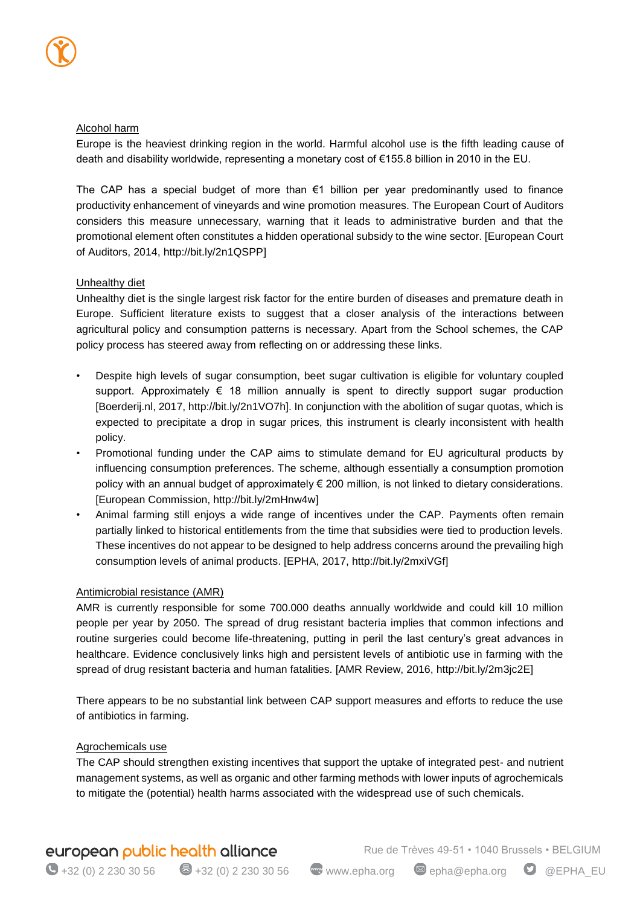### Alcohol harm

Europe is the heaviest drinking region in the world. Harmful alcohol use is the fifth leading cause of death and disability worldwide, representing a monetary cost of €155.8 billion in 2010 in the EU.

The CAP has a special budget of more than €1 billion per year predominantly used to finance productivity enhancement of vineyards and wine promotion measures. The European Court of Auditors considers this measure unnecessary, warning that it leads to administrative burden and that the promotional element often constitutes a hidden operational subsidy to the wine sector. [European Court of Auditors, 2014, http://bit.ly/2n1QSPP]

### Unhealthy diet

Unhealthy diet is the single largest risk factor for the entire burden of diseases and premature death in Europe. Sufficient literature exists to suggest that a closer analysis of the interactions between agricultural policy and consumption patterns is necessary. Apart from the School schemes, the CAP policy process has steered away from reflecting on or addressing these links.

- Despite high levels of sugar consumption, beet sugar cultivation is eligible for voluntary coupled support. Approximately € 18 million annually is spent to directly support sugar production [Boerderij.nl, 2017, http://bit.ly/2n1VO7h]. In conjunction with the abolition of sugar quotas, which is expected to precipitate a drop in sugar prices, this instrument is clearly inconsistent with health policy.
- Promotional funding under the CAP aims to stimulate demand for EU agricultural products by influencing consumption preferences. The scheme, although essentially a consumption promotion policy with an annual budget of approximately € 200 million, is not linked to dietary considerations. [European Commission, http://bit.ly/2mHnw4w]
- Animal farming still enjoys a wide range of incentives under the CAP. Payments often remain partially linked to historical entitlements from the time that subsidies were tied to production levels. These incentives do not appear to be designed to help address concerns around the prevailing high consumption levels of animal products. [EPHA, 2017, http://bit.ly/2mxiVGf]

### Antimicrobial resistance (AMR)

AMR is currently responsible for some 700.000 deaths annually worldwide and could kill 10 million people per year by 2050. The spread of drug resistant bacteria implies that common infections and routine surgeries could become life-threatening, putting in peril the last century's great advances in healthcare. Evidence conclusively links high and persistent levels of antibiotic use in farming with the spread of drug resistant bacteria and human fatalities. [AMR Review, 2016, http://bit.ly/2m3jc2E]

There appears to be no substantial link between CAP support measures and efforts to reduce the use of antibiotics in farming.

### Agrochemicals use

The CAP should strengthen existing incentives that support the uptake of integrated pest- and nutrient management systems, as well as organic and other farming methods with lower inputs of agrochemicals to mitigate the (potential) health harms associated with the widespread use of such chemicals.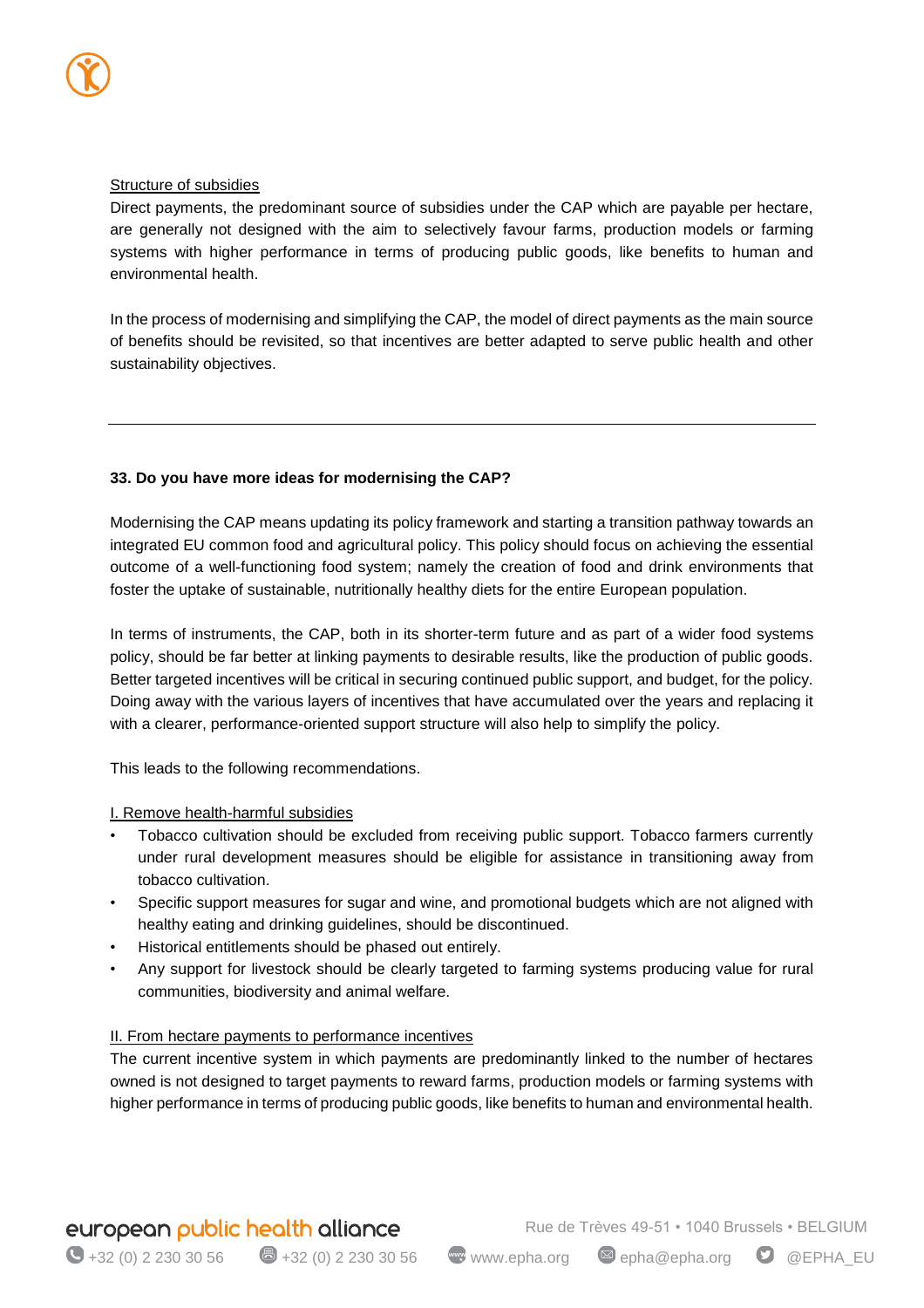Structure of subsidies

Direct payments, the predominant source of subsidies under the CAP which are payable per hectare, are generally not designed with the aim to selectively favour farms, production models or farming systems with higher performance in terms of producing public goods, like benefits to human and environmental health.

In the process of modernising and simplifying the CAP, the model of direct payments as the main source of benefits should be revisited, so that incentives are better adapted to serve public health and other sustainability objectives.

---

**33. Do you have more ideas for modernising the CAP?**

Modernising the CAP means updating its policy framework and starting a transition pathway towards an integrated EU common food and agricultural policy. This policy should focus on achieving the essential outcome of a well-functioning food system; namely the creation of food and drink environments that foster the uptake of sustainable, nutritionally healthy diets for the entire European population.

In terms of instruments, the CAP, both in its shorter-term future and as part of a wider food systems policy, should be far better at linking payments to desirable results, like the production of public goods. Better targeted incentives will be critical in securing continued public support, and budget, for the policy. Doing away with the various layers of incentives that have accumulated over the years and replacing it with a clearer, performance-oriented support structure will also help to simplify the policy.

This leads to the following recommendations.

I. Remove health-harmful subsidies

- Tobacco cultivation should be excluded from receiving public support. Tobacco farmers currently under rural development measures should be eligible for assistance in transitioning away from tobacco cultivation.
- Specific support measures for sugar and wine, and promotional budgets which are not aligned with healthy eating and drinking guidelines, should be discontinued.
- Historical entitlements should be phased out entirely.
- Any support for livestock should be clearly targeted to farming systems producing value for rural communities, biodiversity and animal welfare.

II. From hectare payments to performance incentives

The current incentive system in which payments are predominantly linked to the number of hectares owned is not designed to target payments to reward farms, production models or farming systems with higher performance in terms of producing public goods, like benefits to human and environmental health.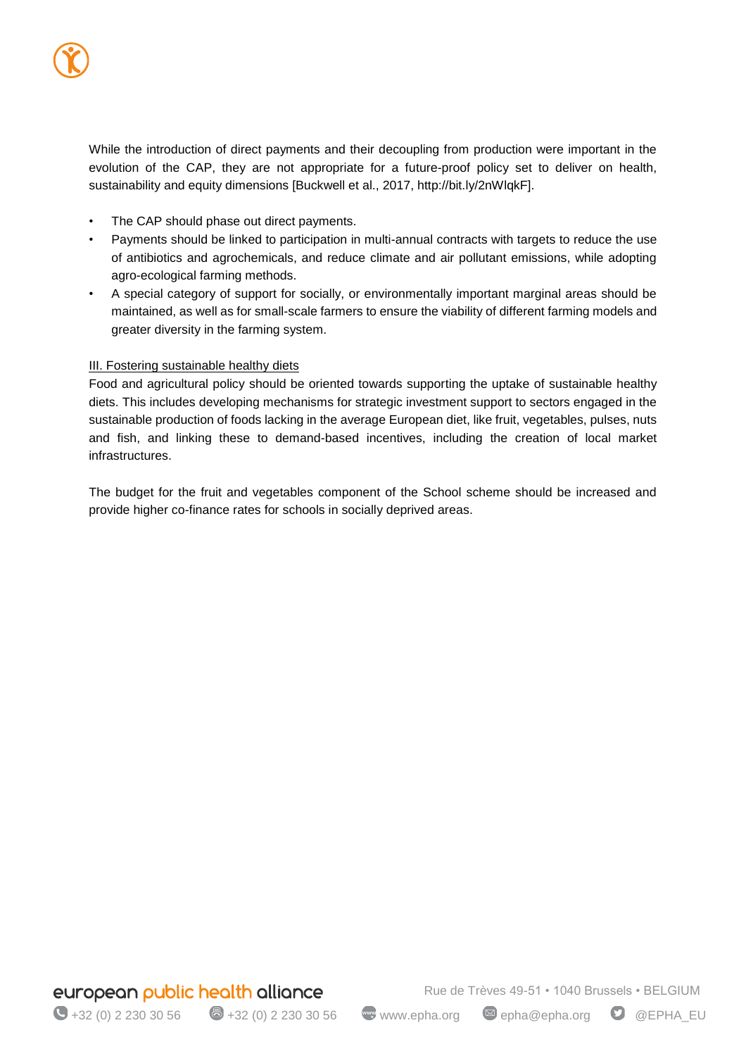While the introduction of direct payments and their decoupling from production were important in the evolution of the CAP, they are not appropriate for a future-proof policy set to deliver on health, sustainability and equity dimensions [Buckwell et al., 2017, http://bit.ly/2nWlqkF].

- The CAP should phase out direct payments.
- Payments should be linked to participation in multi-annual contracts with targets to reduce the use of antibiotics and agrochemicals, and reduce climate and air pollutant emissions, while adopting agro-ecological farming methods.
- A special category of support for socially, or environmentally important marginal areas should be maintained, as well as for small-scale farmers to ensure the viability of different farming models and greater diversity in the farming system.

III. Fostering sustainable healthy diets

Food and agricultural policy should be oriented towards supporting the uptake of sustainable healthy diets. This includes developing mechanisms for strategic investment support to sectors engaged in the sustainable production of foods lacking in the average European diet, like fruit, vegetables, pulses, nuts and fish, and linking these to demand-based incentives, including the creation of local market infrastructures.

The budget for the fruit and vegetables component of the School scheme should be increased and provide higher co-finance rates for schools in socially deprived areas.